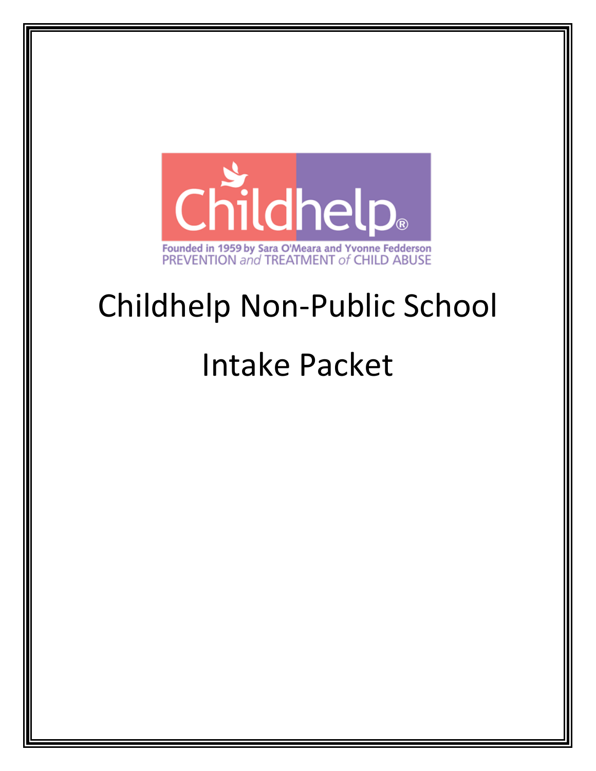Childhelp®

Founded in 1959 by Sara O'Meara and Yvonne Fedderson
PREVENTION *and* TREATMENT *of* CHILD ABUSE

# Childhelp Non-Public School

# Intake Packet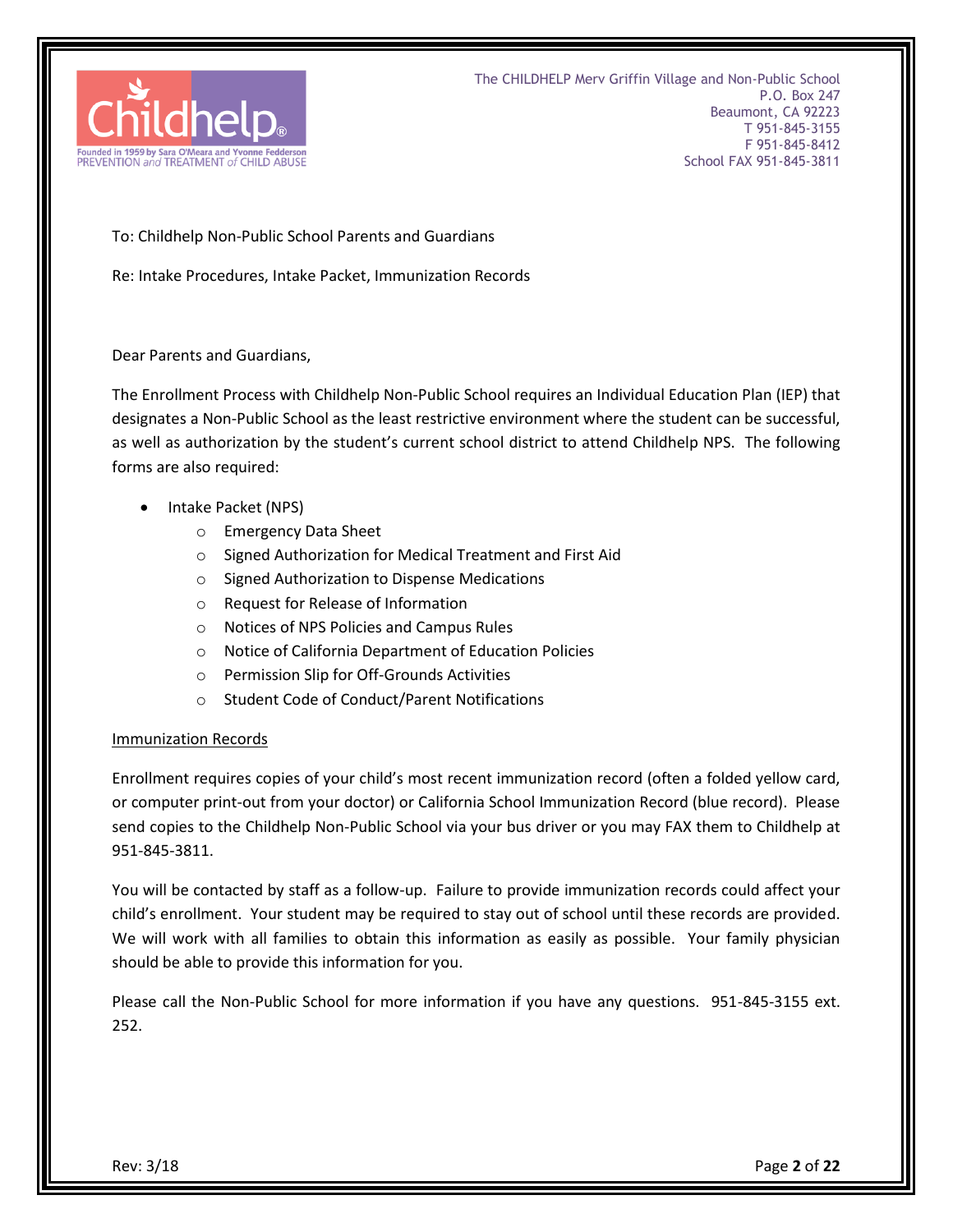The CHILDHELP Merv Griffin Village and Non-Public School
P.O. Box 247
Beaumont, CA 92223
T 951-845-3155
F 951-845-8412
School FAX 951-845-3811

To: Childhelp Non-Public School Parents and Guardians

Re: Intake Procedures, Intake Packet, Immunization Records

Dear Parents and Guardians,

The Enrollment Process with Childhelp Non-Public School requires an Individual Education Plan (IEP) that designates a Non-Public School as the least restrictive environment where the student can be successful, as well as authorization by the student's current school district to attend Childhelp NPS. The following forms are also required:

- Intake Packet (NPS)
  - Emergency Data Sheet
  - Signed Authorization for Medical Treatment and First Aid
  - Signed Authorization to Dispense Medications
  - Request for Release of Information
  - Notices of NPS Policies and Campus Rules
  - Notice of California Department of Education Policies
  - Permission Slip for Off-Grounds Activities
  - Student Code of Conduct/Parent Notifications

<u>Immunization Records</u>

Enrollment requires copies of your child's most recent immunization record (often a folded yellow card, or computer print-out from your doctor) or California School Immunization Record (blue record). Please send copies to the Childhelp Non-Public School via your bus driver or you may FAX them to Childhelp at 951-845-3811.

You will be contacted by staff as a follow-up. Failure to provide immunization records could affect your child's enrollment. Your student may be required to stay out of school until these records are provided. We will work with all families to obtain this information as easily as possible. Your family physician should be able to provide this information for you.

Please call the Non-Public School for more information if you have any questions. 951-845-3155 ext. 252.

Rev: 3/18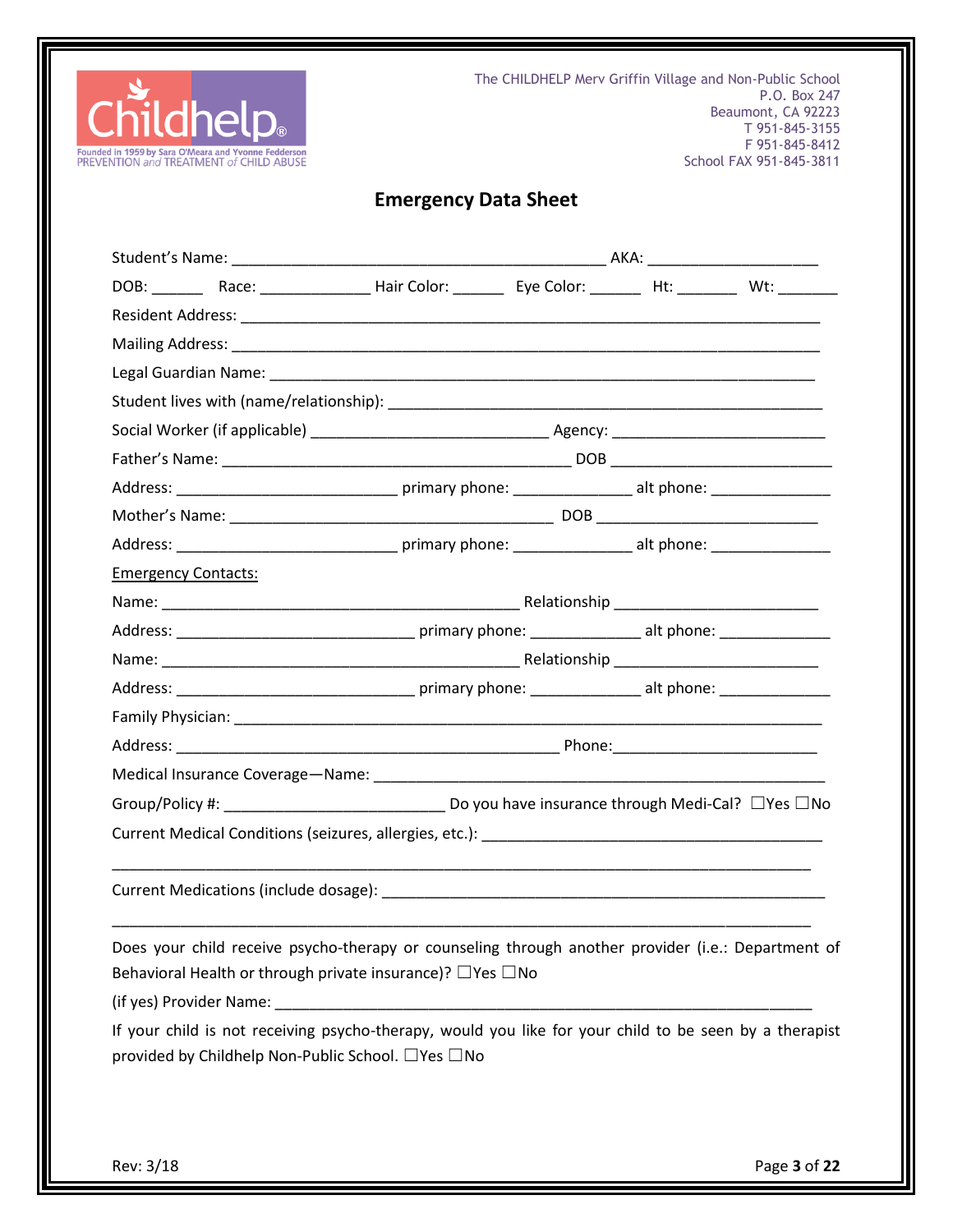Childhelp®
Founded in 1959 by Sara O'Meara and Yvonne Fedderson
PREVENTION and TREATMENT of CHILD ABUSE

The CHILDHELP Merv Griffin Village and Non-Public School
P.O. Box 247
Beaumont, CA 92223
T 951-845-3155
F 951-845-8412
School FAX 951-845-3811

# Emergency Data Sheet

Student's Name: ___________________________________________ AKA: ___________________

DOB: ______ Race: ____________ Hair Color: ______ Eye Color: ______ Ht: _______ Wt: _______

Resident Address: ___________________________________________________________________

Mailing Address: ____________________________________________________________________

Legal Guardian Name: ________________________________________________________________

Student lives with (name/relationship): _________________________________________________

Social Worker (if applicable) ___________________________ Agency: ________________________

Father's Name: ________________________________________ DOB __________________________

Address: _________________________ primary phone: _____________ alt phone: ______________

Mother's Name: _____________________________________ DOB _________________________

Address: _________________________ primary phone: _____________ alt phone: ______________

Emergency Contacts:

Name: __________________________________________ Relationship _______________________

Address: ___________________________ primary phone: ____________ alt phone: _____________

Name: __________________________________________ Relationship _______________________

Address: ___________________________ primary phone: ____________ alt phone: _____________

Family Physician: ____________________________________________________________________

Address: ____________________________________________ Phone:_______________________

Medical Insurance Coverage—Name: ____________________________________________________

Group/Policy #: _________________________ Do you have insurance through Medi-Cal? ☐Yes ☐No

Current Medical Conditions (seizures, allergies, etc.): ______________________________________

_________________________________________________________________________________

Current Medications (include dosage): __________________________________________________

_________________________________________________________________________________

Does your child receive psycho-therapy or counseling through another provider (i.e.: Department of Behavioral Health or through private insurance)? ☐Yes ☐No

(if yes) Provider Name: ______________________________________________________________

If your child is not receiving psycho-therapy, would you like for your child to be seen by a therapist provided by Childhelp Non-Public School. ☐Yes ☐No

Rev: 3/18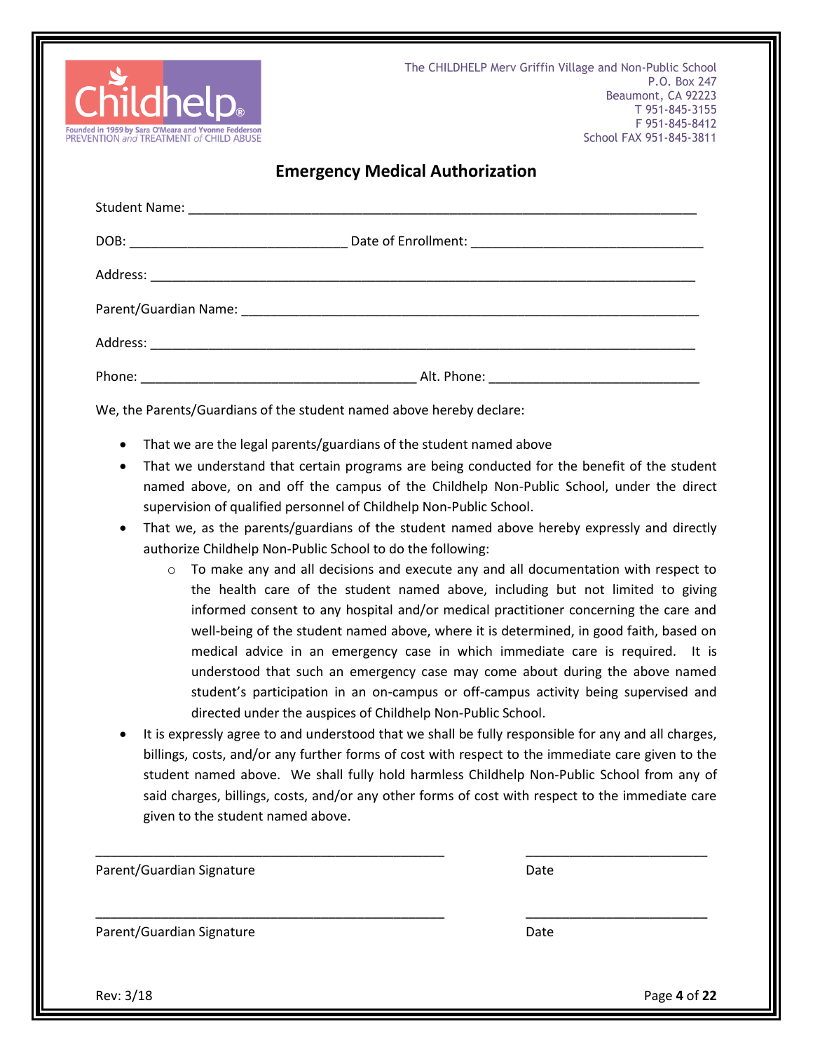The CHILDHELP Merv Griffin Village and Non-Public School
P.O. Box 247
Beaumont, CA 92223
T 951-845-3155
F 951-845-8412
School FAX 951-845-3811

## Emergency Medical Authorization

Student Name: ______________________________________________________________________

DOB: _____________________________ Date of Enrollment: _______________________________

Address: __________________________________________________________________________

Parent/Guardian Name: ______________________________________________________________

Address: __________________________________________________________________________

Phone: _____________________________________ Alt. Phone: ____________________________

We, the Parents/Guardians of the student named above hereby declare:

- That we are the legal parents/guardians of the student named above
- That we understand that certain programs are being conducted for the benefit of the student named above, on and off the campus of the Childhelp Non-Public School, under the direct supervision of qualified personnel of Childhelp Non-Public School.
- That we, as the parents/guardians of the student named above hereby expressly and directly authorize Childhelp Non-Public School to do the following:
    - To make any and all decisions and execute any and all documentation with respect to the health care of the student named above, including but not limited to giving informed consent to any hospital and/or medical practitioner concerning the care and well-being of the student named above, where it is determined, in good faith, based on medical advice in an emergency case in which immediate care is required. It is understood that such an emergency case may come about during the above named student's participation in an on-campus or off-campus activity being supervised and directed under the auspices of Childhelp Non-Public School.
- It is expressly agree to and understood that we shall be fully responsible for any and all charges, billings, costs, and/or any further forms of cost with respect to the immediate care given to the student named above. We shall fully hold harmless Childhelp Non-Public School from any of said charges, billings, costs, and/or any other forms of cost with respect to the immediate care given to the student named above.

_______________________________________________ _________________________

Parent/Guardian Signature Date

_______________________________________________ _________________________

Parent/Guardian Signature Date

Rev: 3/18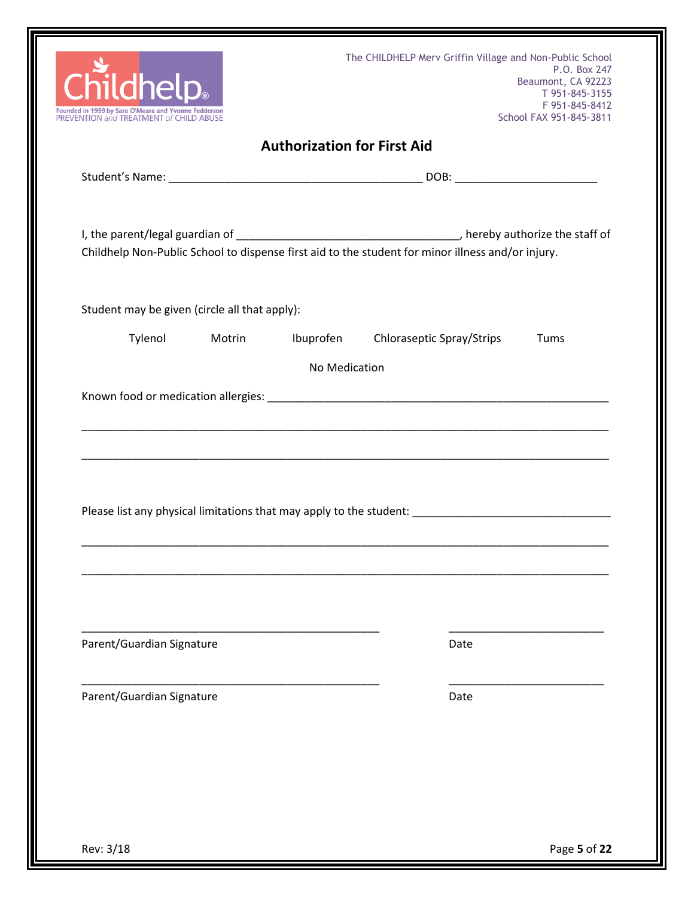Childhelp®
Founded in 1959 by Sara O'Meara and Yvonne Fedderson
PREVENTION *and* TREATMENT *of* CHILD ABUSE

The CHILDHELP Merv Griffin Village and Non-Public School
P.O. Box 247
Beaumont, CA 92223
T 951-845-3155
F 951-845-8412
School FAX 951-845-3811

## Authorization for First Aid

Student's Name: ________________________________________ DOB: ______________________

I, the parent/legal guardian of ___________________________________, hereby authorize the staff of Childhelp Non-Public School to dispense first aid to the student for minor illness and/or injury.

Student may be given (circle all that apply):

Tylenol     Motrin     Ibuprofen     Chloraseptic Spray/Strips     Tums

No Medication

Known food or medication allergies: ______________________________________________________

_________________________________________________________________________________

_________________________________________________________________________________

Please list any physical limitations that may apply to the student: ______________________________

_________________________________________________________________________________

_________________________________________________________________________________

______________________________________________          ________________________

Parent/Guardian Signature                                                    Date

______________________________________________          ________________________

Parent/Guardian Signature                                                    Date

Rev: 3/18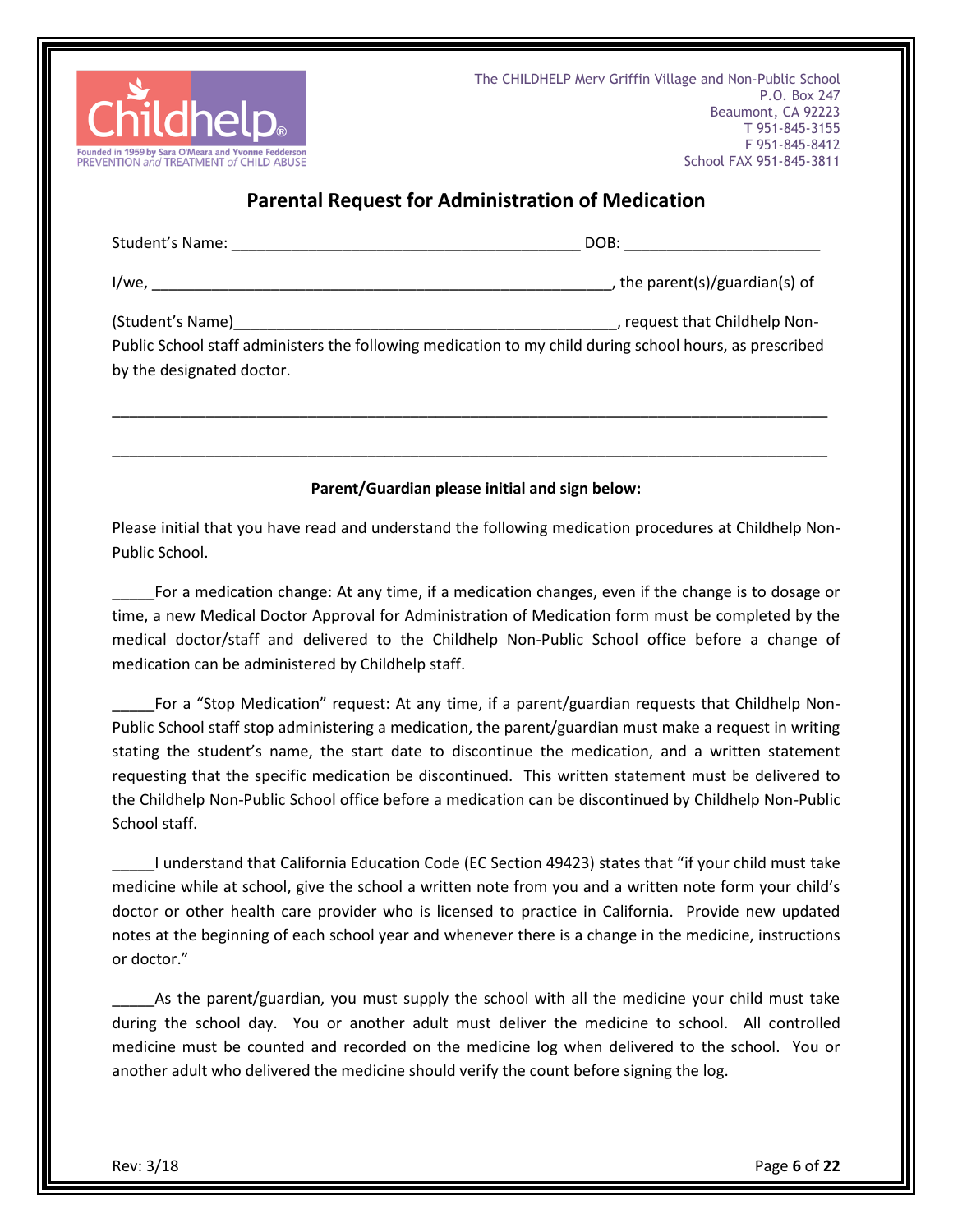The CHILDHELP Merv Griffin Village and Non-Public School
P.O. Box 247
Beaumont, CA 92223
T 951-845-3155
F 951-845-8412
School FAX 951-845-3811

## Parental Request for Administration of Medication

Student's Name: _________________________________________ DOB: ______________________

I/we, ______________________________________________________, the parent(s)/guardian(s) of

(Student's Name)____________________________________________, request that Childhelp Non-Public School staff administers the following medication to my child during school hours, as prescribed by the designated doctor.

_____________________________________________________________________________________

_____________________________________________________________________________________

**Parent/Guardian please initial and sign below:**

Please initial that you have read and understand the following medication procedures at Childhelp Non-Public School.

_____For a medication change: At any time, if a medication changes, even if the change is to dosage or time, a new Medical Doctor Approval for Administration of Medication form must be completed by the medical doctor/staff and delivered to the Childhelp Non-Public School office before a change of medication can be administered by Childhelp staff.

_____For a "Stop Medication" request: At any time, if a parent/guardian requests that Childhelp Non-Public School staff stop administering a medication, the parent/guardian must make a request in writing stating the student's name, the start date to discontinue the medication, and a written statement requesting that the specific medication be discontinued. This written statement must be delivered to the Childhelp Non-Public School office before a medication can be discontinued by Childhelp Non-Public School staff.

_____I understand that California Education Code (EC Section 49423) states that "if your child must take medicine while at school, give the school a written note from you and a written note form your child's doctor or other health care provider who is licensed to practice in California. Provide new updated notes at the beginning of each school year and whenever there is a change in the medicine, instructions or doctor."

_____As the parent/guardian, you must supply the school with all the medicine your child must take during the school day. You or another adult must deliver the medicine to school. All controlled medicine must be counted and recorded on the medicine log when delivered to the school. You or another adult who delivered the medicine should verify the count before signing the log.

Rev: 3/18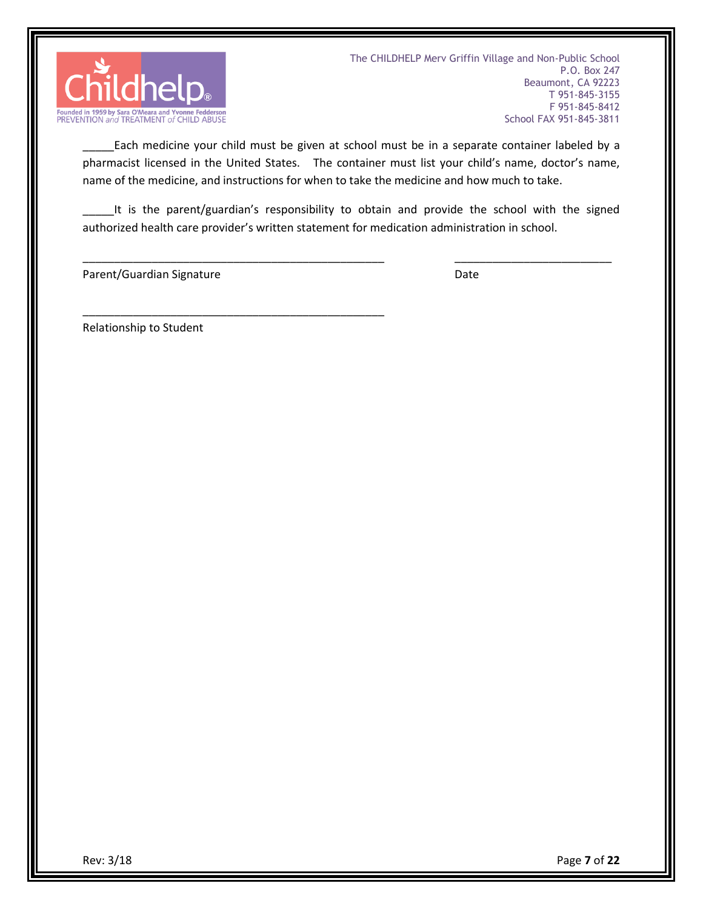_____Each medicine your child must be given at school must be in a separate container labeled by a pharmacist licensed in the United States. The container must list your child's name, doctor's name, name of the medicine, and instructions for when to take the medicine and how much to take.

_____It is the parent/guardian's responsibility to obtain and provide the school with the signed authorized health care provider's written statement for medication administration in school.

_______________________________________________ _________________________

Parent/Guardian Signature Date

_______________________________________________

Relationship to Student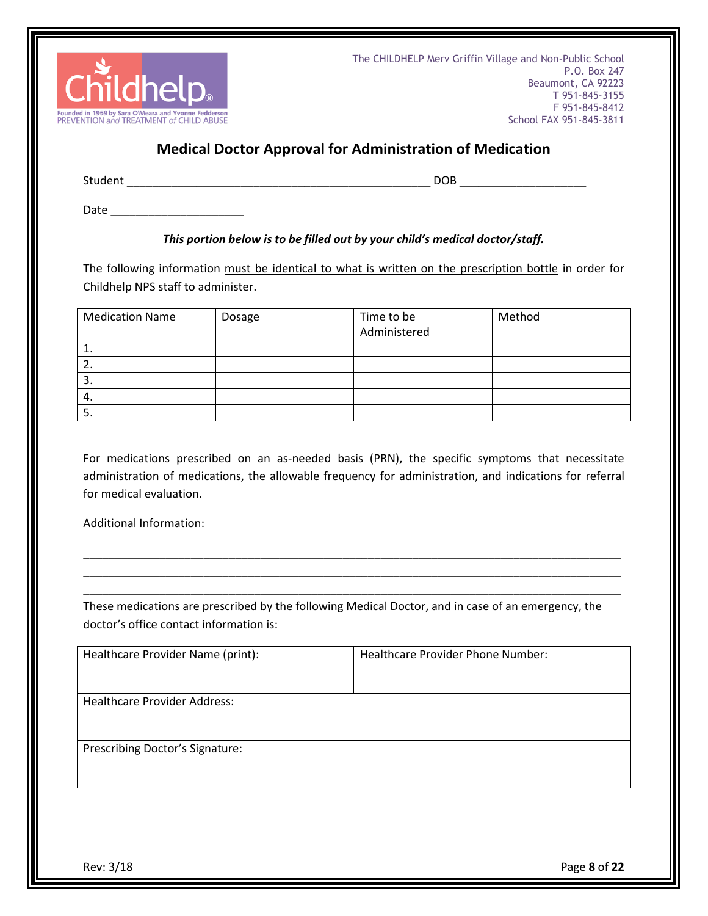The CHILDHELP Merv Griffin Village and Non-Public School
P.O. Box 247
Beaumont, CA 92223
T 951-845-3155
F 951-845-8412
School FAX 951-845-3811

## Medical Doctor Approval for Administration of Medication

Student _______________________________________________ DOB ___________________

Date ____________________

***This portion below is to be filled out by your child's medical doctor/staff.***

The following information must be identical to what is written on the prescription bottle in order for Childhelp NPS staff to administer.

| Medication Name | Dosage | Time to be Administered | Method |
|---|---|---|---|
| 1. | | | |
| 2. | | | |
| 3. | | | |
| 4. | | | |
| 5. | | | |

For medications prescribed on an as-needed basis (PRN), the specific symptoms that necessitate administration of medications, the allowable frequency for administration, and indications for referral for medical evaluation.

Additional Information:

_______________________________________________________________________________

_______________________________________________________________________________

_______________________________________________________________________________

These medications are prescribed by the following Medical Doctor, and in case of an emergency, the doctor's office contact information is:

| Healthcare Provider Name (print): | Healthcare Provider Phone Number: |
|---|---|
| Healthcare Provider Address: | |
| Prescribing Doctor's Signature: | |

Rev: 3/18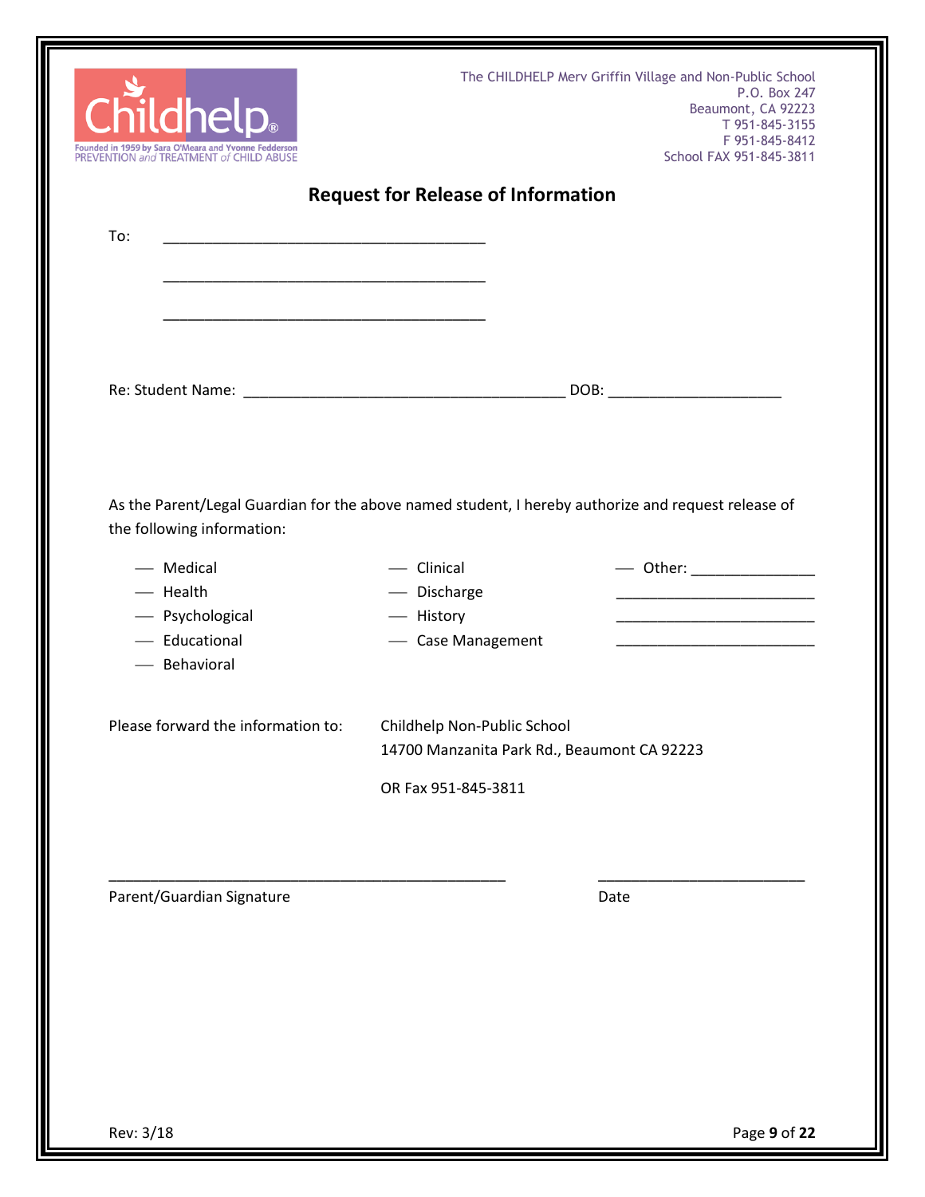Childhelp®
Founded in 1959 by Sara O'Meara and Yvonne Fedderson
PREVENTION and TREATMENT of CHILD ABUSE

The CHILDHELP Merv Griffin Village and Non-Public School
P.O. Box 247
Beaumont, CA 92223
T 951-845-3155
F 951-845-8412
School FAX 951-845-3811

## Request for Release of Information

To: ______________________________________

______________________________________

______________________________________

Re: Student Name: ______________________________________ DOB: ____________________

As the Parent/Legal Guardian for the above named student, I hereby authorize and request release of the following information:

| | | |
|---|---|---|
| ___ Medical | ___ Clinical | ___ Other: ______________ |
| ___ Health | ___ Discharge | ______________________ |
| ___ Psychological | ___ History | ______________________ |
| ___ Educational | ___ Case Management | ______________________ |
| ___ Behavioral | | |

Please forward the information to: Childhelp Non-Public School
14700 Manzanita Park Rd., Beaumont CA 92223

OR Fax 951-845-3811

_______________________________________________ ________________________

Parent/Guardian Signature Date

Rev: 3/18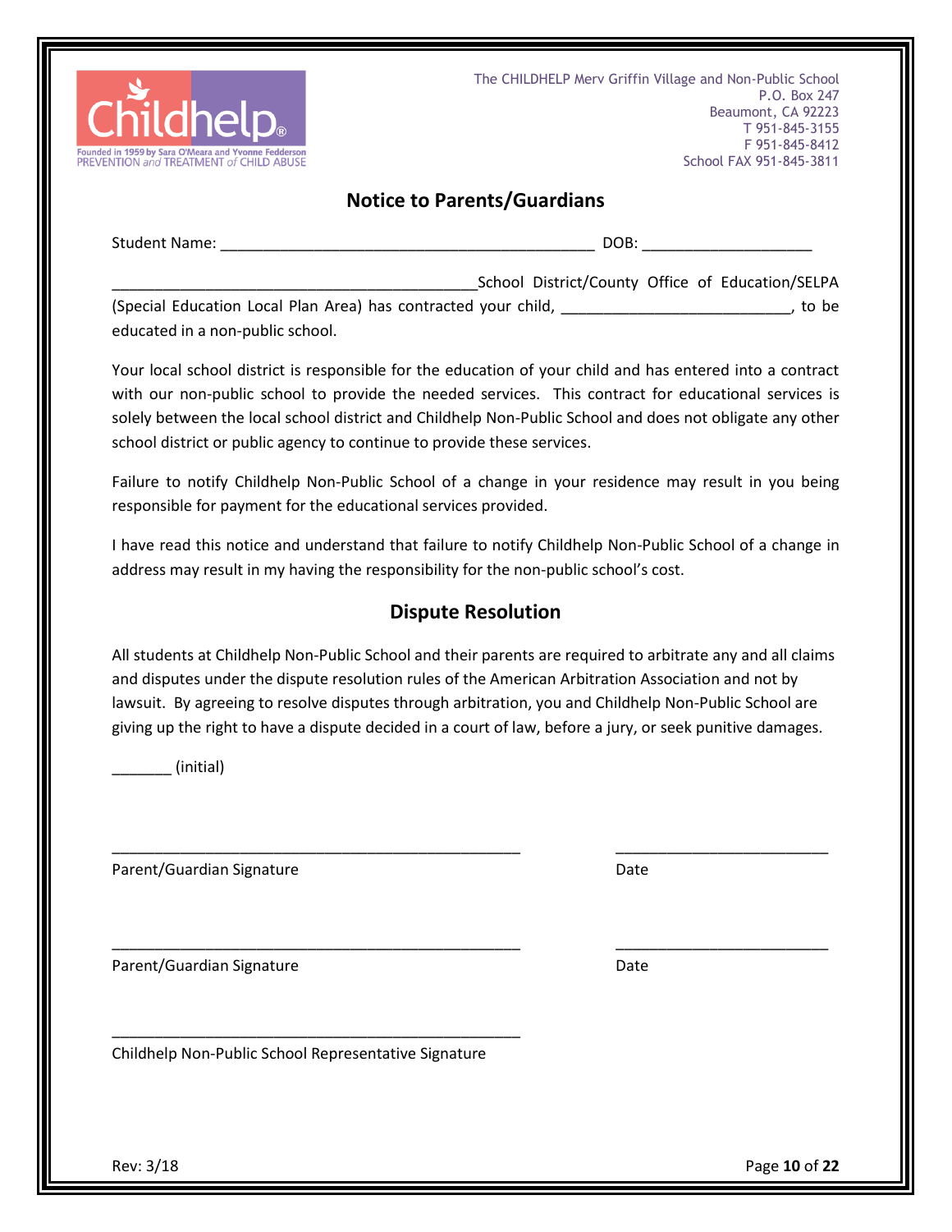Childhelp®
Founded in 1959 by Sara O'Meara and Yvonne Fedderson
PREVENTION *and* TREATMENT *of* CHILD ABUSE

The CHILDHELP Merv Griffin Village and Non-Public School
P.O. Box 247
Beaumont, CA 92223
T 951-845-3155
F 951-845-8412
School FAX 951-845-3811

## Notice to Parents/Guardians

Student Name: ___________________________________________ DOB: ___________________

__________________________________________School District/County Office of Education/SELPA (Special Education Local Plan Area) has contracted your child, __________________________, to be educated in a non-public school.

Your local school district is responsible for the education of your child and has entered into a contract with our non-public school to provide the needed services. This contract for educational services is solely between the local school district and Childhelp Non-Public School and does not obligate any other school district or public agency to continue to provide these services.

Failure to notify Childhelp Non-Public School of a change in your residence may result in you being responsible for payment for the educational services provided.

I have read this notice and understand that failure to notify Childhelp Non-Public School of a change in address may result in my having the responsibility for the non-public school's cost.

## Dispute Resolution

All students at Childhelp Non-Public School and their parents are required to arbitrate any and all claims and disputes under the dispute resolution rules of the American Arbitration Association and not by lawsuit. By agreeing to resolve disputes through arbitration, you and Childhelp Non-Public School are giving up the right to have a dispute decided in a court of law, before a jury, or seek punitive damages.

_______ (initial)

_______________________________________________ ________________________
Parent/Guardian Signature Date

_______________________________________________ ________________________
Parent/Guardian Signature Date

_______________________________________________
Childhelp Non-Public School Representative Signature

Rev: 3/18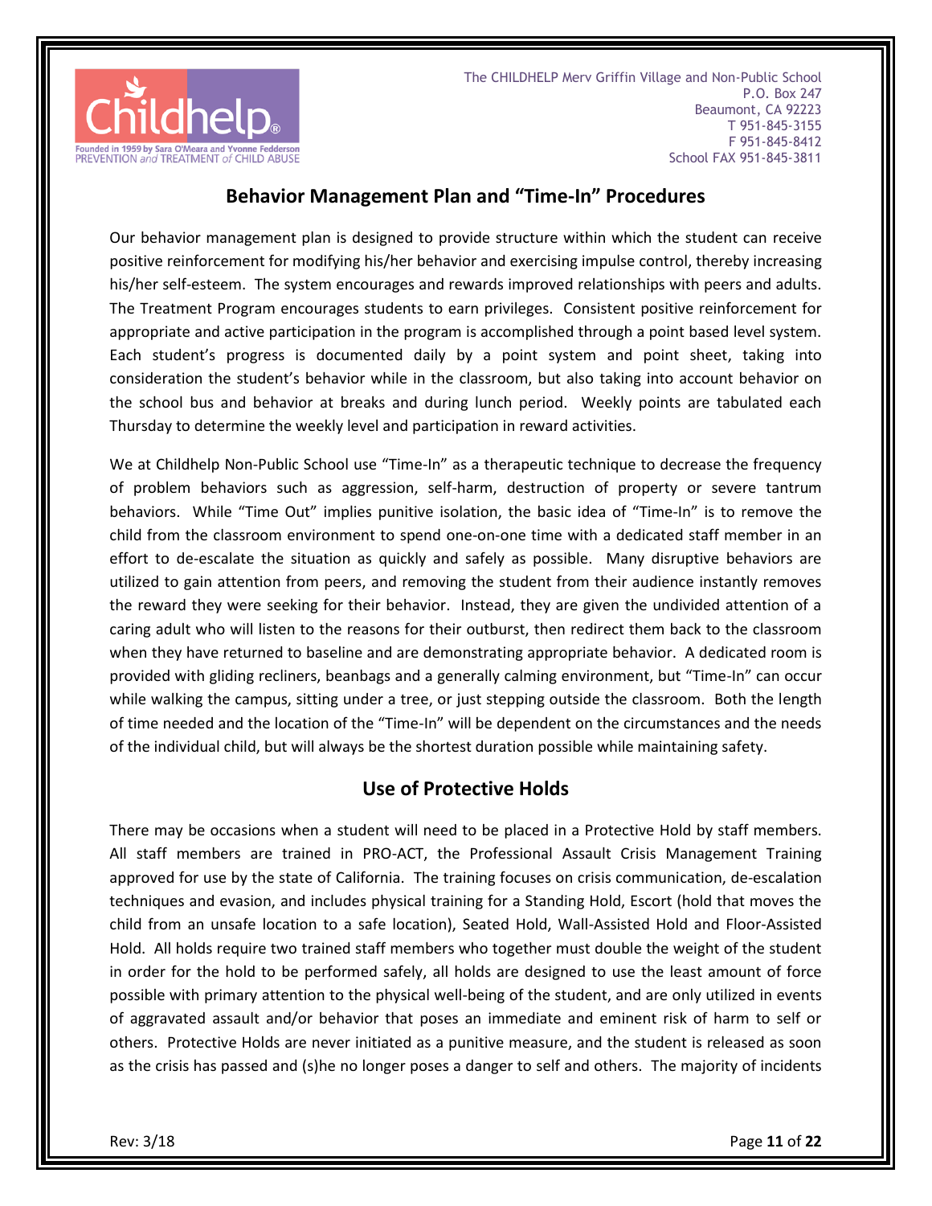## Behavior Management Plan and "Time-In" Procedures

Our behavior management plan is designed to provide structure within which the student can receive positive reinforcement for modifying his/her behavior and exercising impulse control, thereby increasing his/her self-esteem. The system encourages and rewards improved relationships with peers and adults. The Treatment Program encourages students to earn privileges. Consistent positive reinforcement for appropriate and active participation in the program is accomplished through a point based level system. Each student's progress is documented daily by a point system and point sheet, taking into consideration the student's behavior while in the classroom, but also taking into account behavior on the school bus and behavior at breaks and during lunch period. Weekly points are tabulated each Thursday to determine the weekly level and participation in reward activities.

We at Childhelp Non-Public School use "Time-In" as a therapeutic technique to decrease the frequency of problem behaviors such as aggression, self-harm, destruction of property or severe tantrum behaviors. While "Time Out" implies punitive isolation, the basic idea of "Time-In" is to remove the child from the classroom environment to spend one-on-one time with a dedicated staff member in an effort to de-escalate the situation as quickly and safely as possible. Many disruptive behaviors are utilized to gain attention from peers, and removing the student from their audience instantly removes the reward they were seeking for their behavior. Instead, they are given the undivided attention of a caring adult who will listen to the reasons for their outburst, then redirect them back to the classroom when they have returned to baseline and are demonstrating appropriate behavior. A dedicated room is provided with gliding recliners, beanbags and a generally calming environment, but "Time-In" can occur while walking the campus, sitting under a tree, or just stepping outside the classroom. Both the length of time needed and the location of the "Time-In" will be dependent on the circumstances and the needs of the individual child, but will always be the shortest duration possible while maintaining safety.

## Use of Protective Holds

There may be occasions when a student will need to be placed in a Protective Hold by staff members. All staff members are trained in PRO-ACT, the Professional Assault Crisis Management Training approved for use by the state of California. The training focuses on crisis communication, de-escalation techniques and evasion, and includes physical training for a Standing Hold, Escort (hold that moves the child from an unsafe location to a safe location), Seated Hold, Wall-Assisted Hold and Floor-Assisted Hold. All holds require two trained staff members who together must double the weight of the student in order for the hold to be performed safely, all holds are designed to use the least amount of force possible with primary attention to the physical well-being of the student, and are only utilized in events of aggravated assault and/or behavior that poses an immediate and eminent risk of harm to self or others. Protective Holds are never initiated as a punitive measure, and the student is released as soon as the crisis has passed and (s)he no longer poses a danger to self and others. The majority of incidents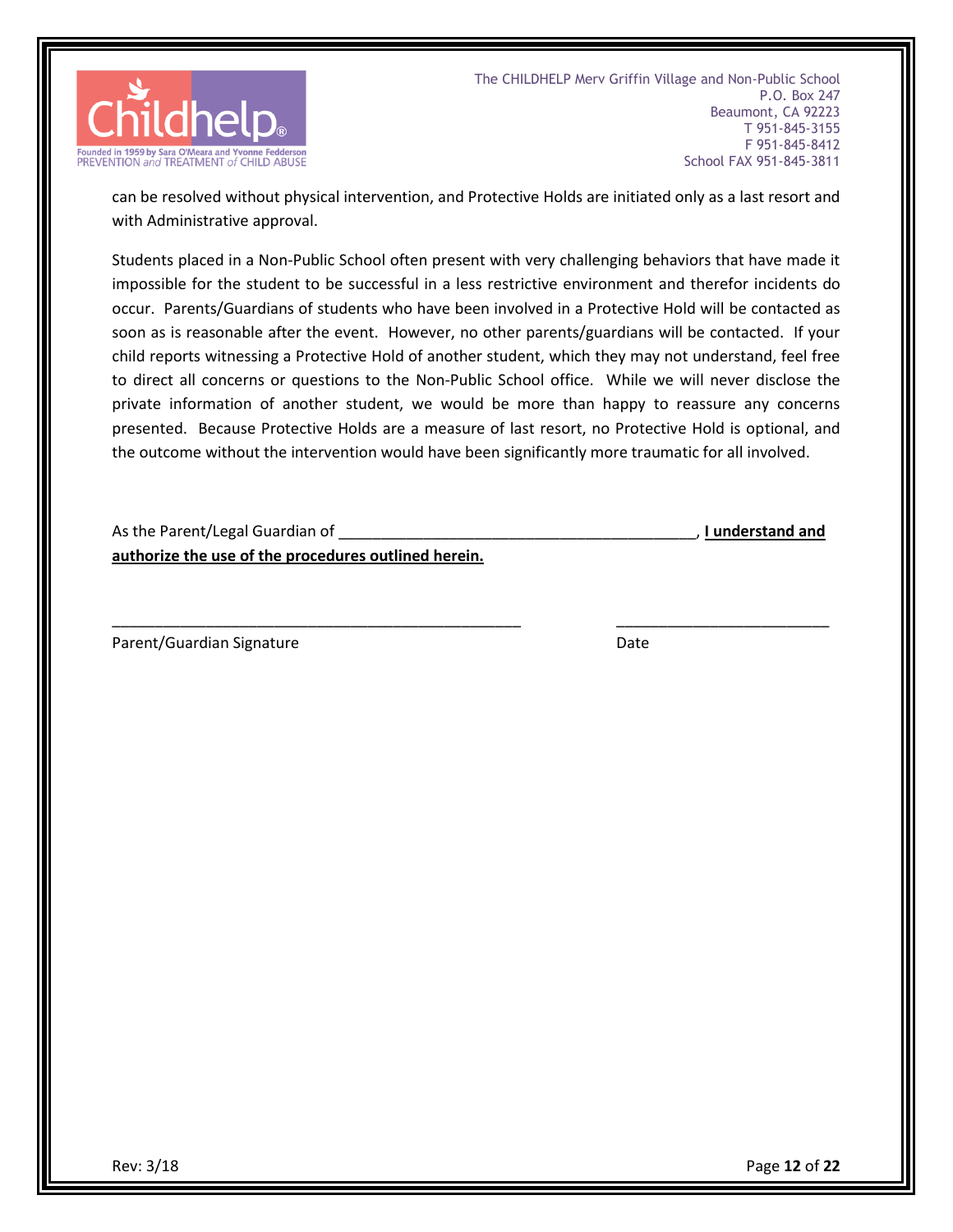can be resolved without physical intervention, and Protective Holds are initiated only as a last resort and with Administrative approval.

Students placed in a Non-Public School often present with very challenging behaviors that have made it impossible for the student to be successful in a less restrictive environment and therefor incidents do occur. Parents/Guardians of students who have been involved in a Protective Hold will be contacted as soon as is reasonable after the event. However, no other parents/guardians will be contacted. If your child reports witnessing a Protective Hold of another student, which they may not understand, feel free to direct all concerns or questions to the Non-Public School office. While we will never disclose the private information of another student, we would be more than happy to reassure any concerns presented. Because Protective Holds are a measure of last resort, no Protective Hold is optional, and the outcome without the intervention would have been significantly more traumatic for all involved.

As the Parent/Legal Guardian of ___________________________________________, **I understand and authorize the use of the procedures outlined herein.**

__________________________________________________ __________________________

Parent/Guardian Signature Date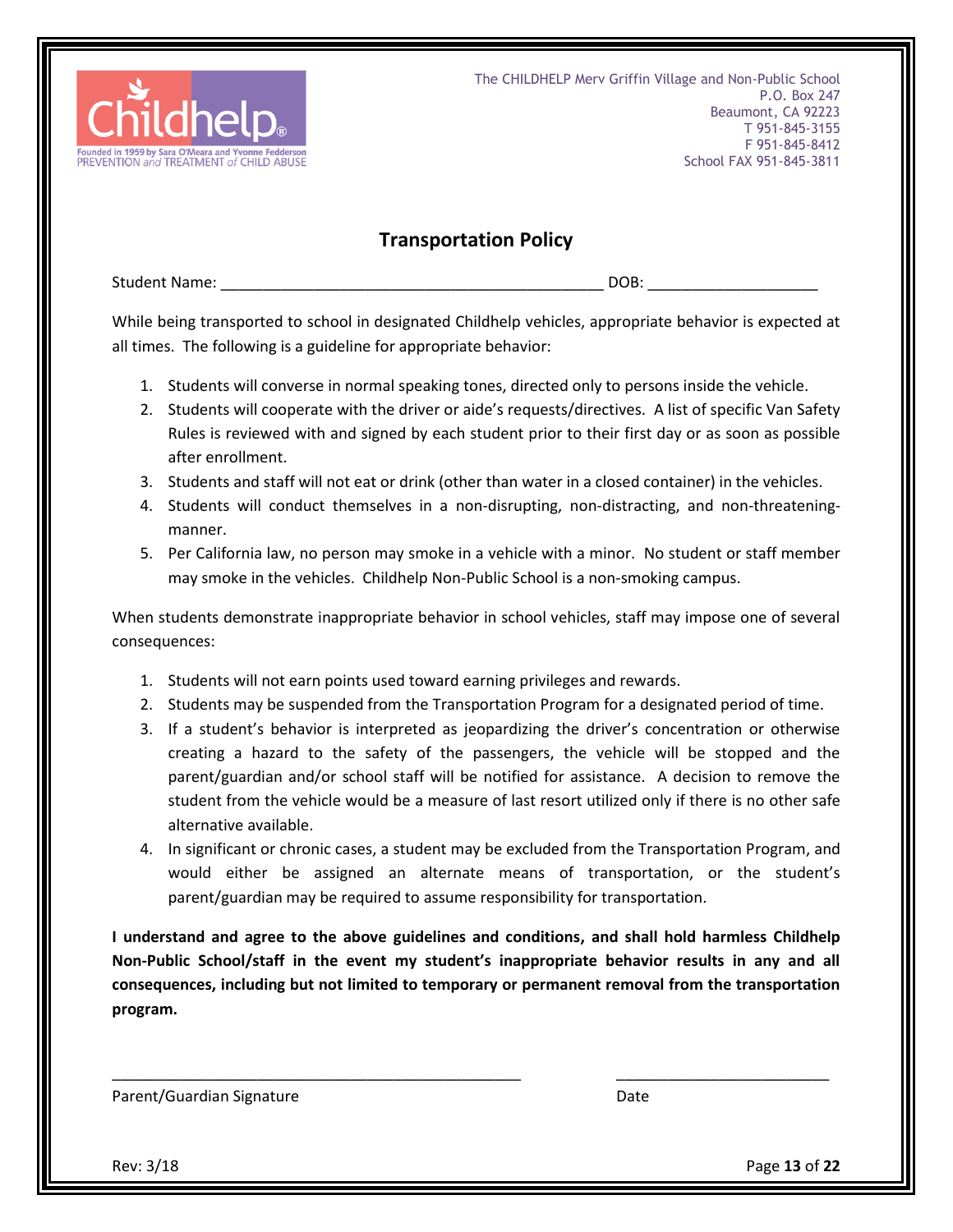The CHILDHELP Merv Griffin Village and Non-Public School
P.O. Box 247
Beaumont, CA 92223
T 951-845-3155
F 951-845-8412
School FAX 951-845-3811

## Transportation Policy

Student Name: _____________________________________________ DOB: ____________________

While being transported to school in designated Childhelp vehicles, appropriate behavior is expected at all times. The following is a guideline for appropriate behavior:

1. Students will converse in normal speaking tones, directed only to persons inside the vehicle.
2. Students will cooperate with the driver or aide's requests/directives. A list of specific Van Safety Rules is reviewed with and signed by each student prior to their first day or as soon as possible after enrollment.
3. Students and staff will not eat or drink (other than water in a closed container) in the vehicles.
4. Students will conduct themselves in a non-disrupting, non-distracting, and non-threatening-manner.
5. Per California law, no person may smoke in a vehicle with a minor. No student or staff member may smoke in the vehicles. Childhelp Non-Public School is a non-smoking campus.

When students demonstrate inappropriate behavior in school vehicles, staff may impose one of several consequences:

1. Students will not earn points used toward earning privileges and rewards.
2. Students may be suspended from the Transportation Program for a designated period of time.
3. If a student's behavior is interpreted as jeopardizing the driver's concentration or otherwise creating a hazard to the safety of the passengers, the vehicle will be stopped and the parent/guardian and/or school staff will be notified for assistance. A decision to remove the student from the vehicle would be a measure of last resort utilized only if there is no other safe alternative available.
4. In significant or chronic cases, a student may be excluded from the Transportation Program, and would either be assigned an alternate means of transportation, or the student's parent/guardian may be required to assume responsibility for transportation.

**I understand and agree to the above guidelines and conditions, and shall hold harmless Childhelp Non-Public School/staff in the event my student's inappropriate behavior results in any and all consequences, including but not limited to temporary or permanent removal from the transportation program.**

___________________________________________________ __________________________

Parent/Guardian Signature Date

Rev: 3/18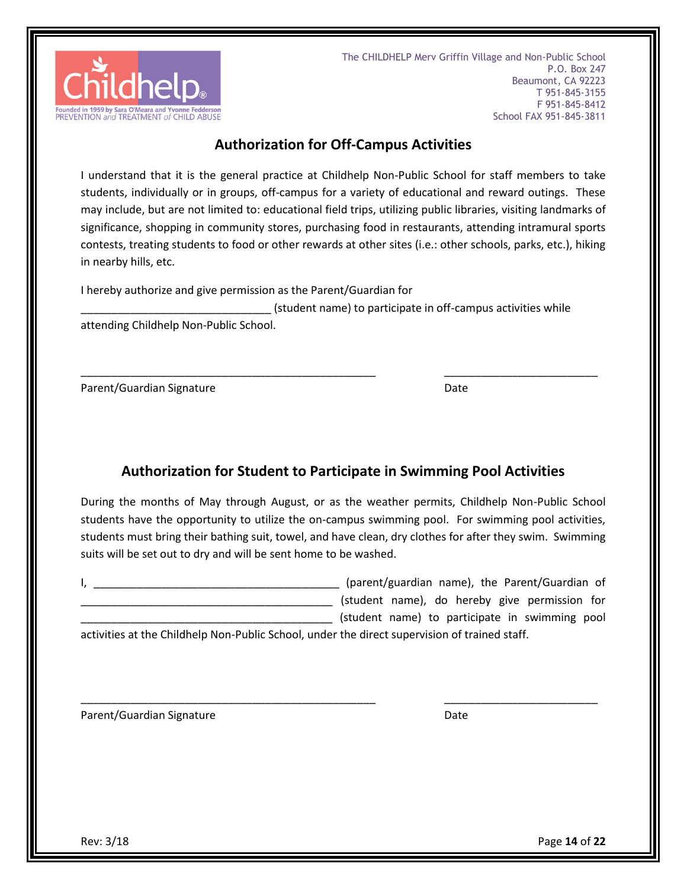The CHILDHELP Merv Griffin Village and Non-Public School
P.O. Box 247
Beaumont, CA 92223
T 951-845-3155
F 951-845-8412
School FAX 951-845-3811

## Authorization for Off-Campus Activities

I understand that it is the general practice at Childhelp Non-Public School for staff members to take students, individually or in groups, off-campus for a variety of educational and reward outings. These may include, but are not limited to: educational field trips, utilizing public libraries, visiting landmarks of significance, shopping in community stores, purchasing food in restaurants, attending intramural sports contests, treating students to food or other rewards at other sites (i.e.: other schools, parks, etc.), hiking in nearby hills, etc.

I hereby authorize and give permission as the Parent/Guardian for ______________________________ (student name) to participate in off-campus activities while attending Childhelp Non-Public School.

______________________________________________ ________________________

Parent/Guardian Signature Date

## Authorization for Student to Participate in Swimming Pool Activities

During the months of May through August, or as the weather permits, Childhelp Non-Public School students have the opportunity to utilize the on-campus swimming pool. For swimming pool activities, students must bring their bathing suit, towel, and have clean, dry clothes for after they swim. Swimming suits will be set out to dry and will be sent home to be washed.

I, ______________________________________ (parent/guardian name), the Parent/Guardian of ________________________________________ (student name), do hereby give permission for ________________________________________ (student name) to participate in swimming pool activities at the Childhelp Non-Public School, under the direct supervision of trained staff.

______________________________________________ ________________________

Parent/Guardian Signature Date

Rev: 3/18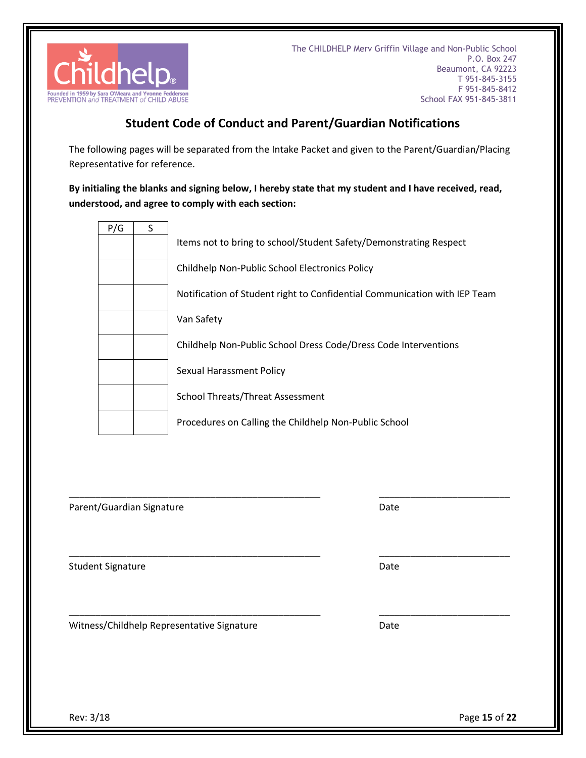The CHILDHELP Merv Griffin Village and Non-Public School
P.O. Box 247
Beaumont, CA 92223
T 951-845-3155
F 951-845-8412
School FAX 951-845-3811

## Student Code of Conduct and Parent/Guardian Notifications

The following pages will be separated from the Intake Packet and given to the Parent/Guardian/Placing Representative for reference.

**By initialing the blanks and signing below, I hereby state that my student and I have received, read, understood, and agree to comply with each section:**

| P/G | S | |
|---|---|---|
| | | Items not to bring to school/Student Safety/Demonstrating Respect |
| | | Childhelp Non-Public School Electronics Policy |
| | | Notification of Student right to Confidential Communication with IEP Team |
| | | Van Safety |
| | | Childhelp Non-Public School Dress Code/Dress Code Interventions |
| | | Sexual Harassment Policy |
| | | School Threats/Threat Assessment |
| | | Procedures on Calling the Childhelp Non-Public School |

_______________________________________________ _________________________

Parent/Guardian Signature Date

_______________________________________________ _________________________

Student Signature Date

_______________________________________________ _________________________

Witness/Childhelp Representative Signature Date

Rev: 3/18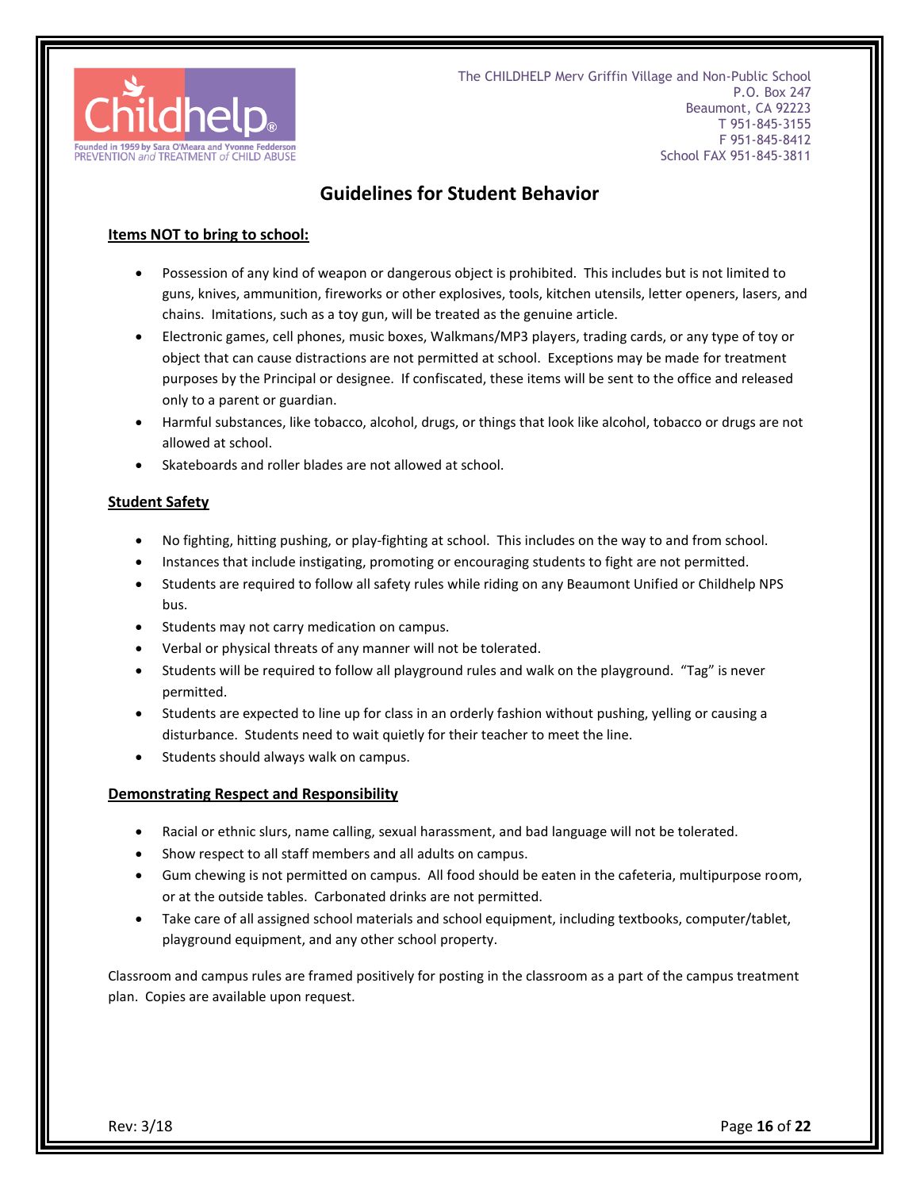The CHILDHELP Merv Griffin Village and Non-Public School
P.O. Box 247
Beaumont, CA 92223
T 951-845-3155
F 951-845-8412
School FAX 951-845-3811

# Guidelines for Student Behavior

**Items NOT to bring to school:**

- Possession of any kind of weapon or dangerous object is prohibited. This includes but is not limited to guns, knives, ammunition, fireworks or other explosives, tools, kitchen utensils, letter openers, lasers, and chains. Imitations, such as a toy gun, will be treated as the genuine article.
- Electronic games, cell phones, music boxes, Walkmans/MP3 players, trading cards, or any type of toy or object that can cause distractions are not permitted at school. Exceptions may be made for treatment purposes by the Principal or designee. If confiscated, these items will be sent to the office and released only to a parent or guardian.
- Harmful substances, like tobacco, alcohol, drugs, or things that look like alcohol, tobacco or drugs are not allowed at school.
- Skateboards and roller blades are not allowed at school.

**Student Safety**

- No fighting, hitting pushing, or play-fighting at school. This includes on the way to and from school.
- Instances that include instigating, promoting or encouraging students to fight are not permitted.
- Students are required to follow all safety rules while riding on any Beaumont Unified or Childhelp NPS bus.
- Students may not carry medication on campus.
- Verbal or physical threats of any manner will not be tolerated.
- Students will be required to follow all playground rules and walk on the playground. "Tag" is never permitted.
- Students are expected to line up for class in an orderly fashion without pushing, yelling or causing a disturbance. Students need to wait quietly for their teacher to meet the line.
- Students should always walk on campus.

**Demonstrating Respect and Responsibility**

- Racial or ethnic slurs, name calling, sexual harassment, and bad language will not be tolerated.
- Show respect to all staff members and all adults on campus.
- Gum chewing is not permitted on campus. All food should be eaten in the cafeteria, multipurpose room, or at the outside tables. Carbonated drinks are not permitted.
- Take care of all assigned school materials and school equipment, including textbooks, computer/tablet, playground equipment, and any other school property.

Classroom and campus rules are framed positively for posting in the classroom as a part of the campus treatment plan. Copies are available upon request.

Rev: 3/18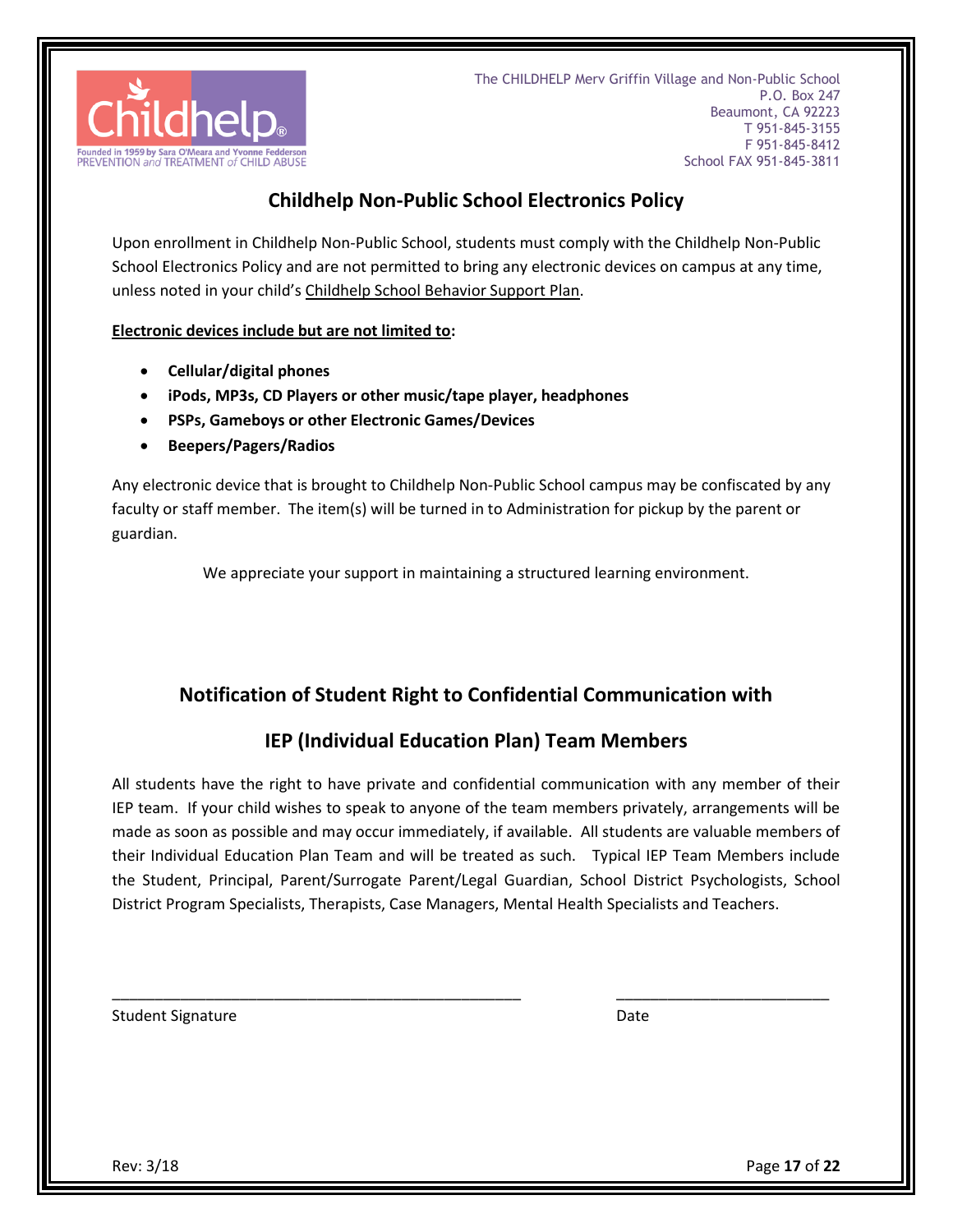The CHILDHELP Merv Griffin Village and Non-Public School
P.O. Box 247
Beaumont, CA 92223
T 951-845-3155
F 951-845-8412
School FAX 951-845-3811

## Childhelp Non-Public School Electronics Policy

Upon enrollment in Childhelp Non-Public School, students must comply with the Childhelp Non-Public School Electronics Policy and are not permitted to bring any electronic devices on campus at any time, unless noted in your child's Childhelp School Behavior Support Plan.

**Electronic devices include but are not limited to:**

- **Cellular/digital phones**
- **iPods, MP3s, CD Players or other music/tape player, headphones**
- **PSPs, Gameboys or other Electronic Games/Devices**
- **Beepers/Pagers/Radios**

Any electronic device that is brought to Childhelp Non-Public School campus may be confiscated by any faculty or staff member. The item(s) will be turned in to Administration for pickup by the parent or guardian.

We appreciate your support in maintaining a structured learning environment.

## Notification of Student Right to Confidential Communication with IEP (Individual Education Plan) Team Members

All students have the right to have private and confidential communication with any member of their IEP team. If your child wishes to speak to anyone of the team members privately, arrangements will be made as soon as possible and may occur immediately, if available. All students are valuable members of their Individual Education Plan Team and will be treated as such. Typical IEP Team Members include the Student, Principal, Parent/Surrogate Parent/Legal Guardian, School District Psychologists, School District Program Specialists, Therapists, Case Managers, Mental Health Specialists and Teachers.

_______________________________________________ &nbsp;&nbsp;&nbsp;&nbsp; _________________________

Student Signature &nbsp;&nbsp;&nbsp;&nbsp; Date

Rev: 3/18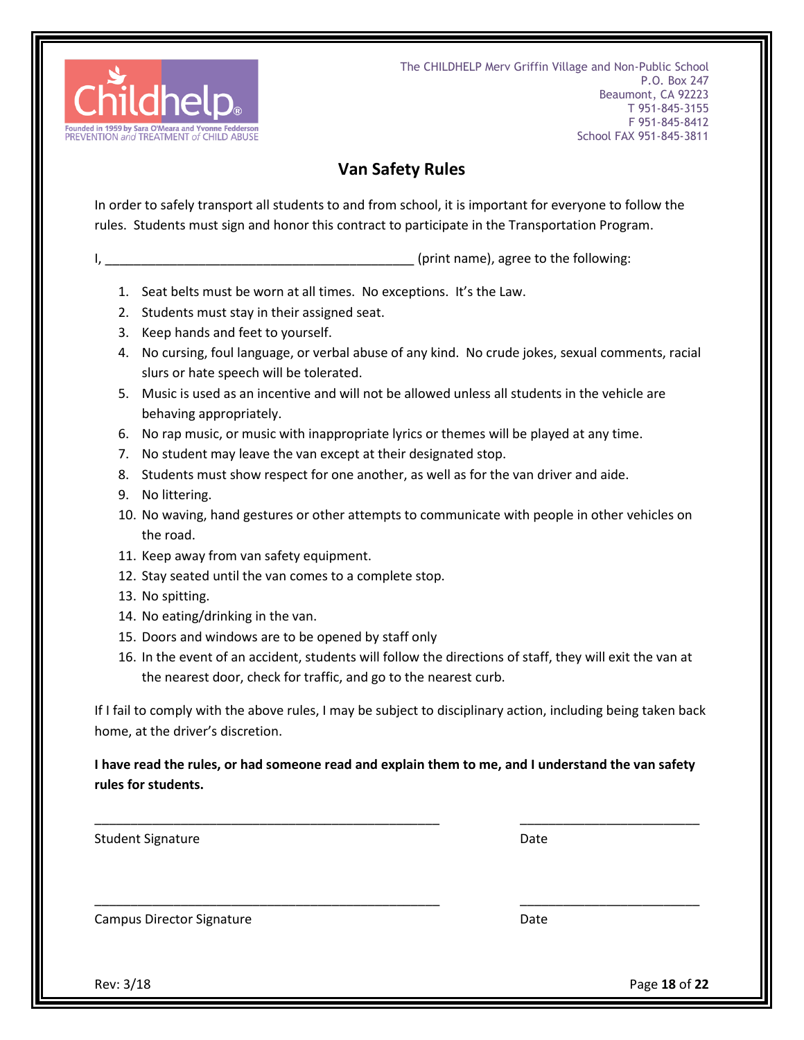The CHILDHELP Merv Griffin Village and Non-Public School
P.O. Box 247
Beaumont, CA 92223
T 951-845-3155
F 951-845-8412
School FAX 951-845-3811

Founded in 1959 by Sara O'Meara and Yvonne Fedderson
PREVENTION and TREATMENT of CHILD ABUSE

# Van Safety Rules

In order to safely transport all students to and from school, it is important for everyone to follow the rules. Students must sign and honor this contract to participate in the Transportation Program.

I, ____________________________________________ (print name), agree to the following:

1. Seat belts must be worn at all times. No exceptions. It's the Law.
2. Students must stay in their assigned seat.
3. Keep hands and feet to yourself.
4. No cursing, foul language, or verbal abuse of any kind. No crude jokes, sexual comments, racial slurs or hate speech will be tolerated.
5. Music is used as an incentive and will not be allowed unless all students in the vehicle are behaving appropriately.
6. No rap music, or music with inappropriate lyrics or themes will be played at any time.
7. No student may leave the van except at their designated stop.
8. Students must show respect for one another, as well as for the van driver and aide.
9. No littering.
10. No waving, hand gestures or other attempts to communicate with people in other vehicles on the road.
11. Keep away from van safety equipment.
12. Stay seated until the van comes to a complete stop.
13. No spitting.
14. No eating/drinking in the van.
15. Doors and windows are to be opened by staff only
16. In the event of an accident, students will follow the directions of staff, they will exit the van at the nearest door, check for traffic, and go to the nearest curb.

If I fail to comply with the above rules, I may be subject to disciplinary action, including being taken back home, at the driver's discretion.

**I have read the rules, or had someone read and explain them to me, and I understand the van safety rules for students.**

__________________________________________________ __________________________

Student Signature Date

__________________________________________________ __________________________

Campus Director Signature Date

Rev: 3/18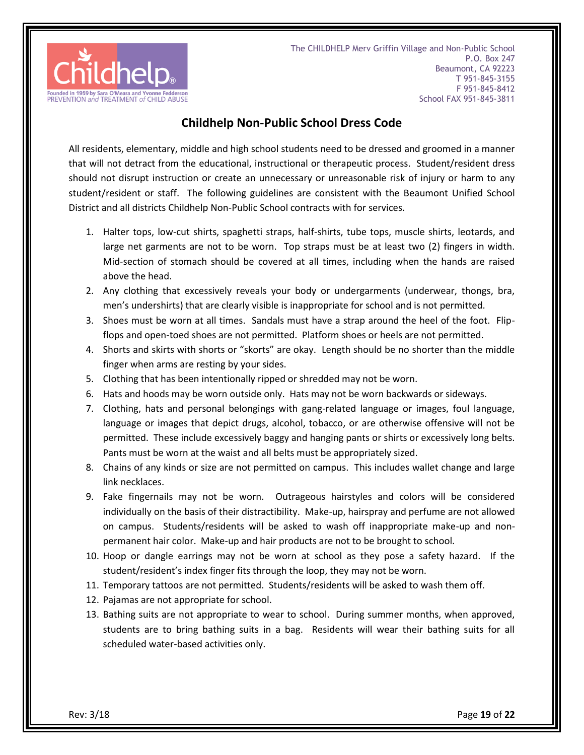The CHILDHELP Merv Griffin Village and Non-Public School
P.O. Box 247
Beaumont, CA 92223
T 951-845-3155
F 951-845-8412
School FAX 951-845-3811

## Childhelp Non-Public School Dress Code

All residents, elementary, middle and high school students need to be dressed and groomed in a manner that will not detract from the educational, instructional or therapeutic process. Student/resident dress should not disrupt instruction or create an unnecessary or unreasonable risk of injury or harm to any student/resident or staff. The following guidelines are consistent with the Beaumont Unified School District and all districts Childhelp Non-Public School contracts with for services.

1. Halter tops, low-cut shirts, spaghetti straps, half-shirts, tube tops, muscle shirts, leotards, and large net garments are not to be worn. Top straps must be at least two (2) fingers in width. Mid-section of stomach should be covered at all times, including when the hands are raised above the head.
2. Any clothing that excessively reveals your body or undergarments (underwear, thongs, bra, men's undershirts) that are clearly visible is inappropriate for school and is not permitted.
3. Shoes must be worn at all times. Sandals must have a strap around the heel of the foot. Flip-flops and open-toed shoes are not permitted. Platform shoes or heels are not permitted.
4. Shorts and skirts with shorts or "skorts" are okay. Length should be no shorter than the middle finger when arms are resting by your sides.
5. Clothing that has been intentionally ripped or shredded may not be worn.
6. Hats and hoods may be worn outside only. Hats may not be worn backwards or sideways.
7. Clothing, hats and personal belongings with gang-related language or images, foul language, language or images that depict drugs, alcohol, tobacco, or are otherwise offensive will not be permitted. These include excessively baggy and hanging pants or shirts or excessively long belts. Pants must be worn at the waist and all belts must be appropriately sized.
8. Chains of any kinds or size are not permitted on campus. This includes wallet change and large link necklaces.
9. Fake fingernails may not be worn. Outrageous hairstyles and colors will be considered individually on the basis of their distractibility. Make-up, hairspray and perfume are not allowed on campus. Students/residents will be asked to wash off inappropriate make-up and non-permanent hair color. Make-up and hair products are not to be brought to school.
10. Hoop or dangle earrings may not be worn at school as they pose a safety hazard. If the student/resident's index finger fits through the loop, they may not be worn.
11. Temporary tattoos are not permitted. Students/residents will be asked to wash them off.
12. Pajamas are not appropriate for school.
13. Bathing suits are not appropriate to wear to school. During summer months, when approved, students are to bring bathing suits in a bag. Residents will wear their bathing suits for all scheduled water-based activities only.

Rev: 3/18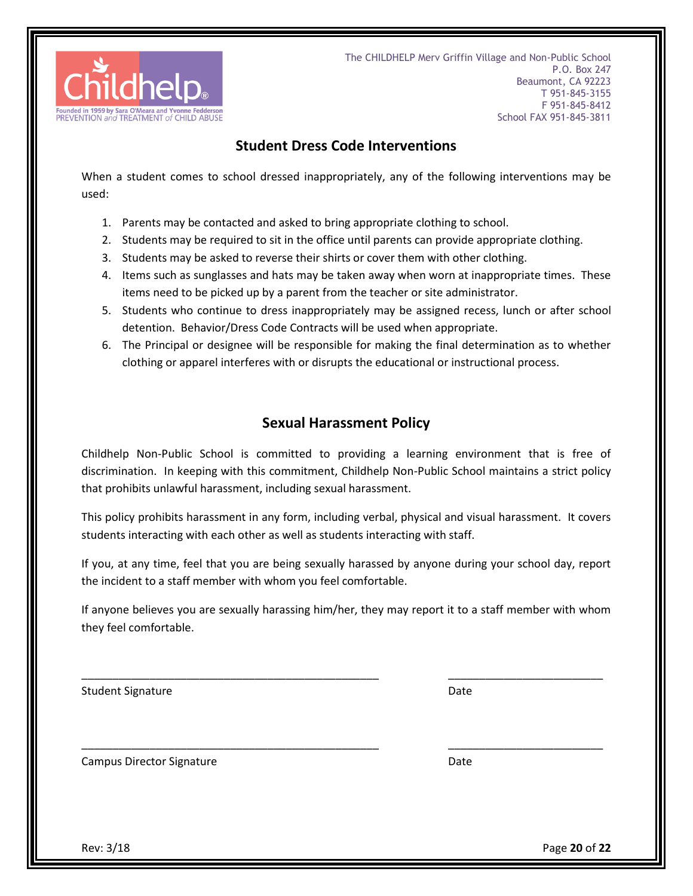The CHILDHELP Merv Griffin Village and Non-Public School
P.O. Box 247
Beaumont, CA 92223
T 951-845-3155
F 951-845-8412
School FAX 951-845-3811

## Student Dress Code Interventions

When a student comes to school dressed inappropriately, any of the following interventions may be used:

1. Parents may be contacted and asked to bring appropriate clothing to school.
2. Students may be required to sit in the office until parents can provide appropriate clothing.
3. Students may be asked to reverse their shirts or cover them with other clothing.
4. Items such as sunglasses and hats may be taken away when worn at inappropriate times. These items need to be picked up by a parent from the teacher or site administrator.
5. Students who continue to dress inappropriately may be assigned recess, lunch or after school detention. Behavior/Dress Code Contracts will be used when appropriate.
6. The Principal or designee will be responsible for making the final determination as to whether clothing or apparel interferes with or disrupts the educational or instructional process.

## Sexual Harassment Policy

Childhelp Non-Public School is committed to providing a learning environment that is free of discrimination. In keeping with this commitment, Childhelp Non-Public School maintains a strict policy that prohibits unlawful harassment, including sexual harassment.

This policy prohibits harassment in any form, including verbal, physical and visual harassment. It covers students interacting with each other as well as students interacting with staff.

If you, at any time, feel that you are being sexually harassed by anyone during your school day, report the incident to a staff member with whom you feel comfortable.

If anyone believes you are sexually harassing him/her, they may report it to a staff member with whom they feel comfortable.

_________________________________________________ _________________________

Student Signature Date

_________________________________________________ _________________________

Campus Director Signature Date

Rev: 3/18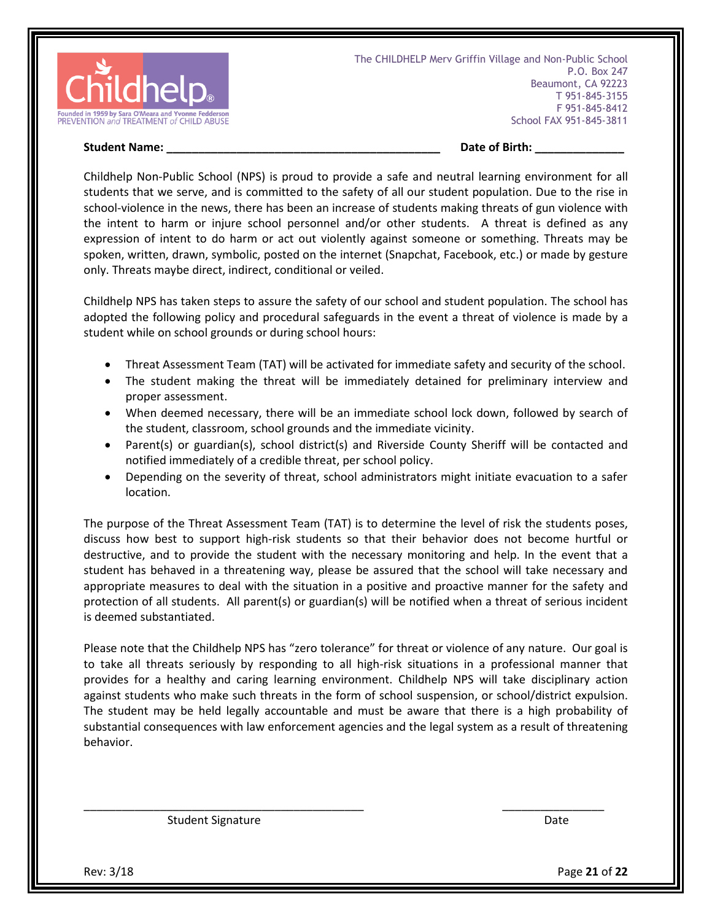Childhelp®
Founded in 1959 by Sara O'Meara and Yvonne Fedderson
PREVENTION *and* TREATMENT *of* CHILD ABUSE

The CHILDHELP Merv Griffin Village and Non-Public School
P.O. Box 247
Beaumont, CA 92223
T 951-845-3155
F 951-845-8412
School FAX 951-845-3811

**Student Name: ___________________________________________** **Date of Birth: ______________**

Childhelp Non-Public School (NPS) is proud to provide a safe and neutral learning environment for all students that we serve, and is committed to the safety of all our student population. Due to the rise in school-violence in the news, there has been an increase of students making threats of gun violence with the intent to harm or injure school personnel and/or other students. A threat is defined as any expression of intent to do harm or act out violently against someone or something. Threats may be spoken, written, drawn, symbolic, posted on the internet (Snapchat, Facebook, etc.) or made by gesture only. Threats maybe direct, indirect, conditional or veiled.

Childhelp NPS has taken steps to assure the safety of our school and student population. The school has adopted the following policy and procedural safeguards in the event a threat of violence is made by a student while on school grounds or during school hours:

- Threat Assessment Team (TAT) will be activated for immediate safety and security of the school.
- The student making the threat will be immediately detained for preliminary interview and proper assessment.
- When deemed necessary, there will be an immediate school lock down, followed by search of the student, classroom, school grounds and the immediate vicinity.
- Parent(s) or guardian(s), school district(s) and Riverside County Sheriff will be contacted and notified immediately of a credible threat, per school policy.
- Depending on the severity of threat, school administrators might initiate evacuation to a safer location.

The purpose of the Threat Assessment Team (TAT) is to determine the level of risk the students poses, discuss how best to support high-risk students so that their behavior does not become hurtful or destructive, and to provide the student with the necessary monitoring and help. In the event that a student has behaved in a threatening way, please be assured that the school will take necessary and appropriate measures to deal with the situation in a positive and proactive manner for the safety and protection of all students. All parent(s) or guardian(s) will be notified when a threat of serious incident is deemed substantiated.

Please note that the Childhelp NPS has "zero tolerance" for threat or violence of any nature. Our goal is to take all threats seriously by responding to all high-risk situations in a professional manner that provides for a healthy and caring learning environment. Childhelp NPS will take disciplinary action against students who make such threats in the form of school suspension, or school/district expulsion. The student may be held legally accountable and must be aware that there is a high probability of substantial consequences with law enforcement agencies and the legal system as a result of threatening behavior.

_______________________________________________ ________________

Student Signature Date

Rev: 3/18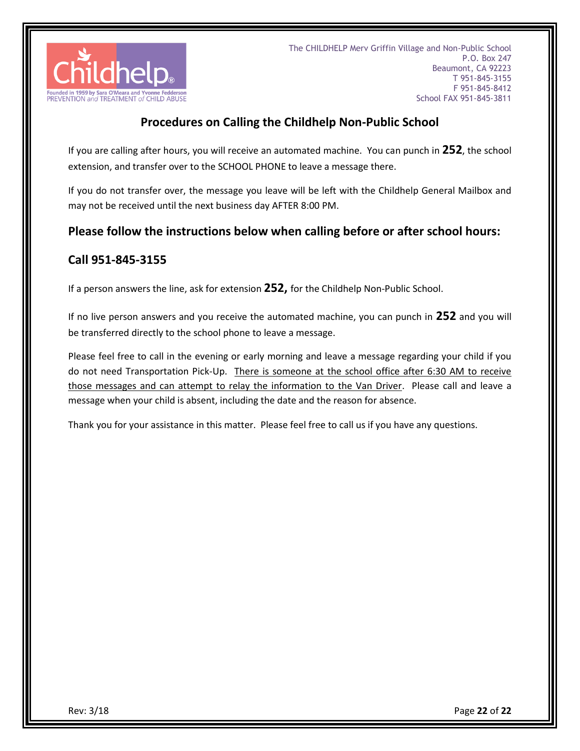Founded in 1959 by Sara O'Meara and Yvonne Fedderson
PREVENTION and TREATMENT of CHILD ABUSE

The CHILDHELP Merv Griffin Village and Non-Public School
P.O. Box 247
Beaumont, CA 92223
T 951-845-3155
F 951-845-8412
School FAX 951-845-3811

# Procedures on Calling the Childhelp Non-Public School

If you are calling after hours, you will receive an automated machine. You can punch in **252**, the school extension, and transfer over to the SCHOOL PHONE to leave a message there.

If you do not transfer over, the message you leave will be left with the Childhelp General Mailbox and may not be received until the next business day AFTER 8:00 PM.

## Please follow the instructions below when calling before or after school hours:

## Call 951-845-3155

If a person answers the line, ask for extension **252,** for the Childhelp Non-Public School.

If no live person answers and you receive the automated machine, you can punch in **252** and you will be transferred directly to the school phone to leave a message.

Please feel free to call in the evening or early morning and leave a message regarding your child if you do not need Transportation Pick-Up. <u>There is someone at the school office after 6:30 AM to receive those messages and can attempt to relay the information to the Van Driver</u>. Please call and leave a message when your child is absent, including the date and the reason for absence.

Thank you for your assistance in this matter. Please feel free to call us if you have any questions.

Rev: 3/18